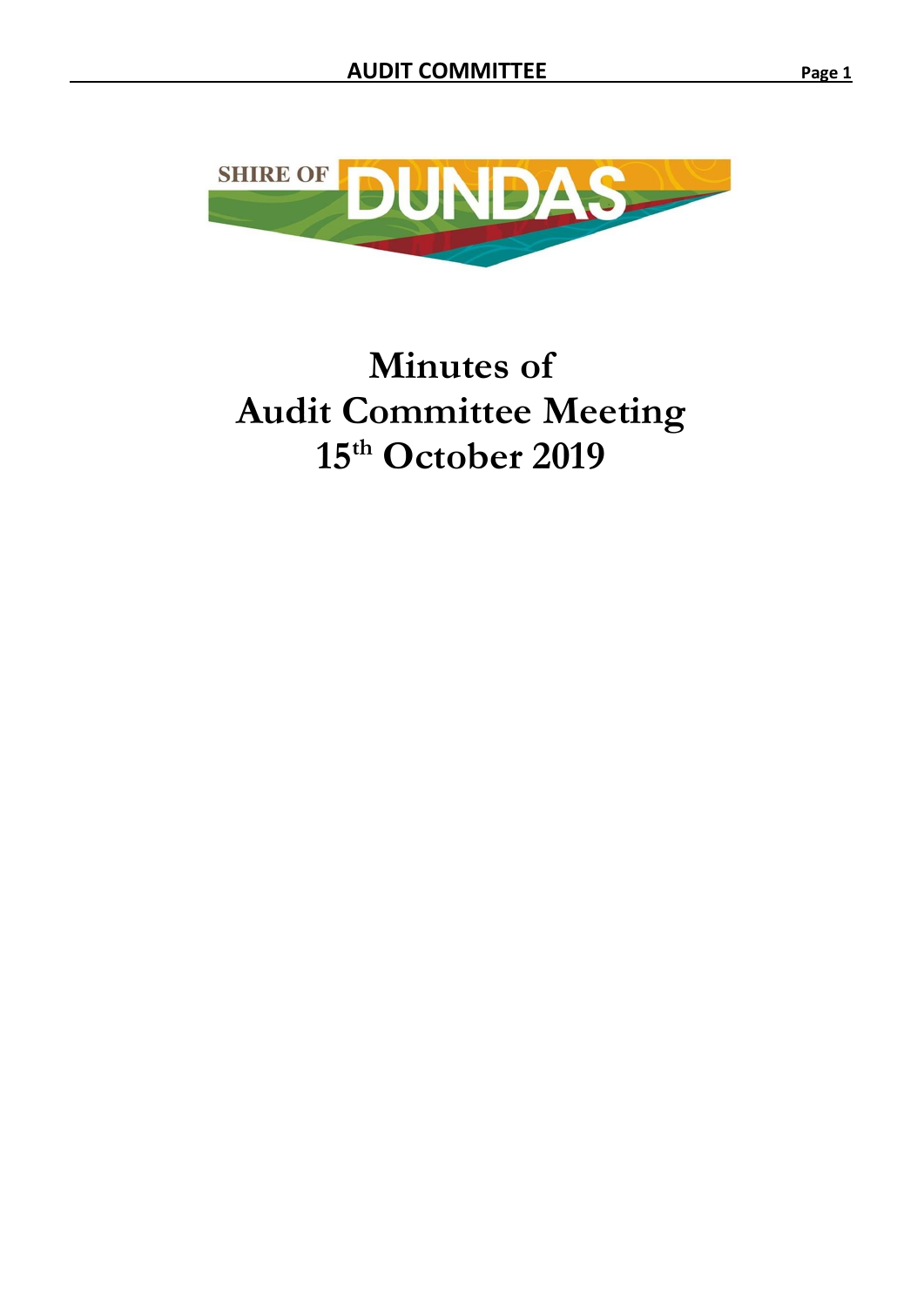SHIRE OF DUNDAS

# Minutes of Audit Committee Meeting 15th October 2019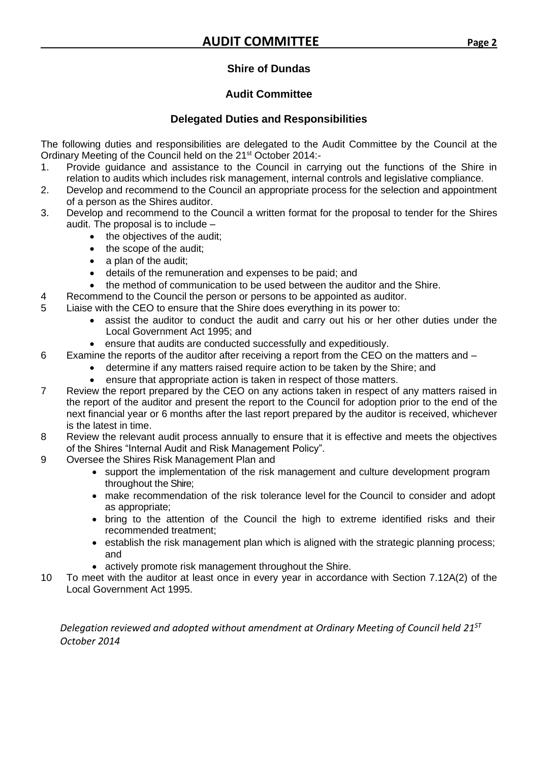## Shire of Dundas

### Audit Committee

### Delegated Duties and Responsibilities

The following duties and responsibilities are delegated to the Audit Committee by the Council at the Ordinary Meeting of the Council held on the 21st October 2014:-

1. Provide guidance and assistance to the Council in carrying out the functions of the Shire in relation to audits which includes risk management, internal controls and legislative compliance.
2. Develop and recommend to the Council an appropriate process for the selection and appointment of a person as the Shires auditor.
3. Develop and recommend to the Council a written format for the proposal to tender for the Shires audit. The proposal is to include –
   - the objectives of the audit;
   - the scope of the audit;
   - a plan of the audit;
   - details of the remuneration and expenses to be paid; and
   - the method of communication to be used between the auditor and the Shire.
4. Recommend to the Council the person or persons to be appointed as auditor.
5. Liaise with the CEO to ensure that the Shire does everything in its power to:
   - assist the auditor to conduct the audit and carry out his or her other duties under the Local Government Act 1995; and
   - ensure that audits are conducted successfully and expeditiously.
6. Examine the reports of the auditor after receiving a report from the CEO on the matters and –
   - determine if any matters raised require action to be taken by the Shire; and
   - ensure that appropriate action is taken in respect of those matters.
7. Review the report prepared by the CEO on any actions taken in respect of any matters raised in the report of the auditor and present the report to the Council for adoption prior to the end of the next financial year or 6 months after the last report prepared by the auditor is received, whichever is the latest in time.
8. Review the relevant audit process annually to ensure that it is effective and meets the objectives of the Shires "Internal Audit and Risk Management Policy".
9. Oversee the Shires Risk Management Plan and
   - support the implementation of the risk management and culture development program throughout the Shire;
   - make recommendation of the risk tolerance level for the Council to consider and adopt as appropriate;
   - bring to the attention of the Council the high to extreme identified risks and their recommended treatment;
   - establish the risk management plan which is aligned with the strategic planning process; and
   - actively promote risk management throughout the Shire.
10. To meet with the auditor at least once in every year in accordance with Section 7.12A(2) of the Local Government Act 1995.

*Delegation reviewed and adopted without amendment at Ordinary Meeting of Council held 21ST October 2014*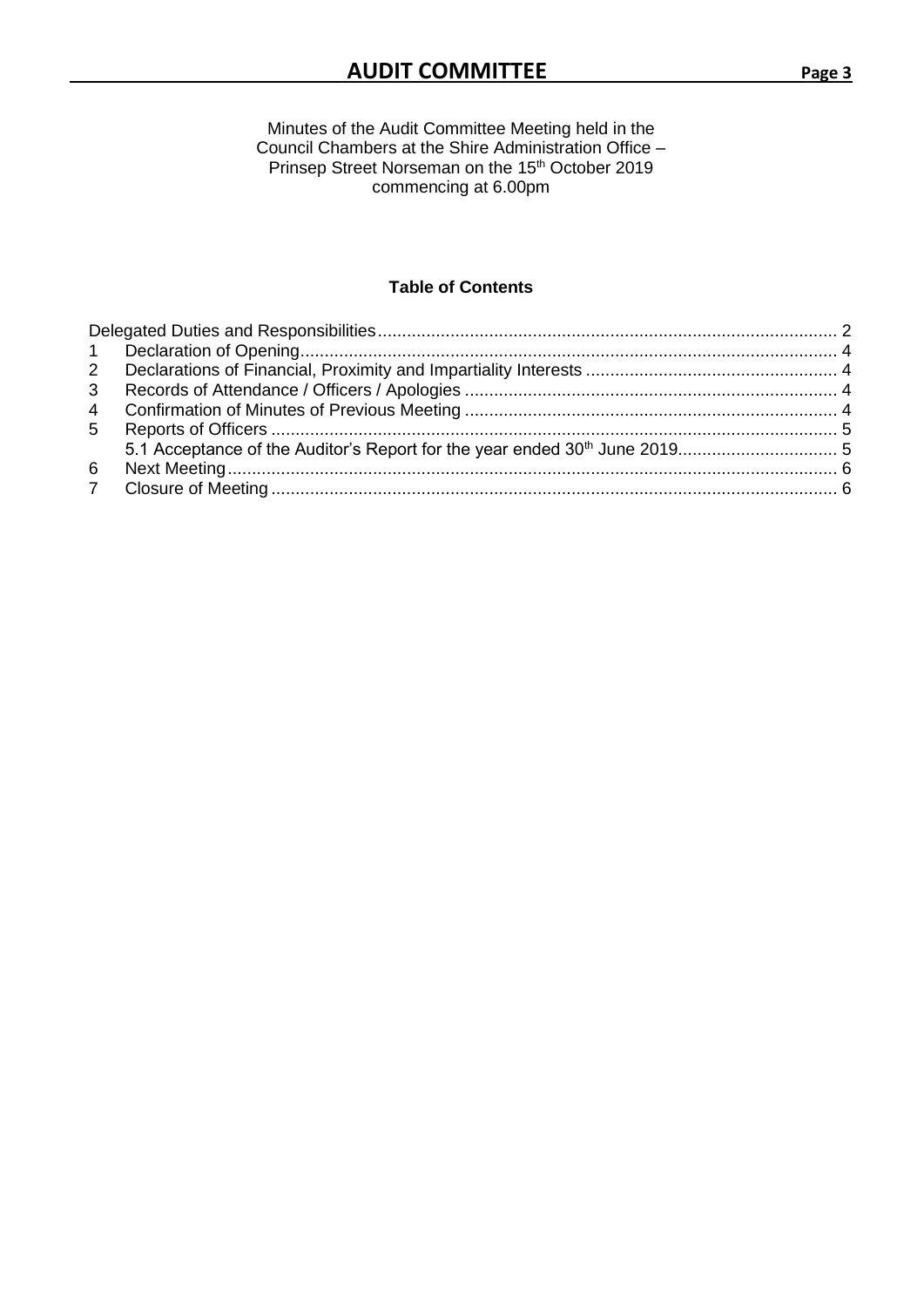Minutes of the Audit Committee Meeting held in the Council Chambers at the Shire Administration Office – Prinsep Street Norseman on the 15th October 2019 commencing at 6.00pm

**Table of Contents**

Delegated Duties and Responsibilities .......... 2
1 Declaration of Opening .......... 4
2 Declarations of Financial, Proximity and Impartiality Interests .......... 4
3 Records of Attendance / Officers / Apologies .......... 4
4 Confirmation of Minutes of Previous Meeting .......... 4
5 Reports of Officers .......... 5
  5.1 Acceptance of the Auditor's Report for the year ended 30th June 2019 .......... 5
6 Next Meeting .......... 6
7 Closure of Meeting .......... 6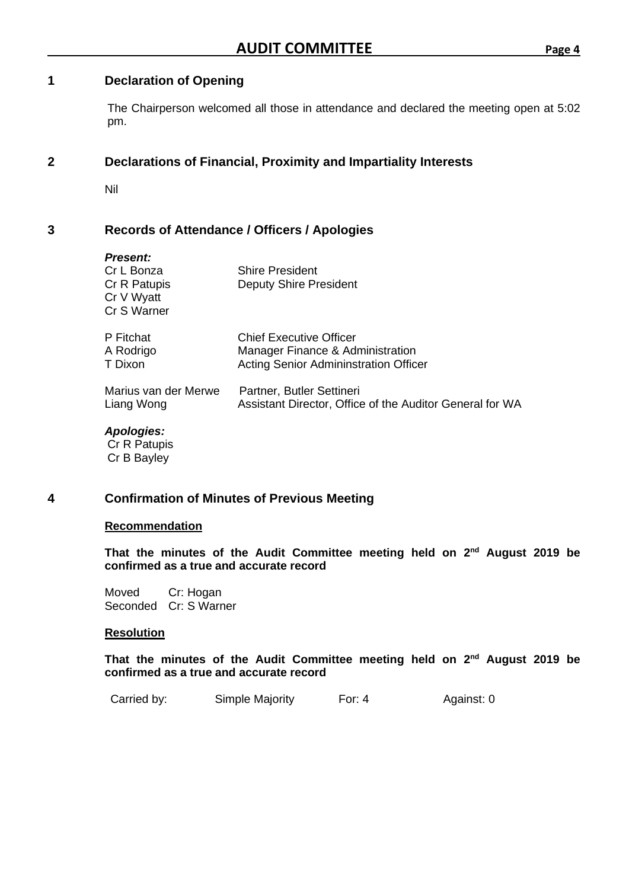## 1 Declaration of Opening

The Chairperson welcomed all those in attendance and declared the meeting open at 5:02 pm.

## 2 Declarations of Financial, Proximity and Impartiality Interests

Nil

## 3 Records of Attendance / Officers / Apologies

***Present:***

| | |
|---|---|
| Cr L Bonza | Shire President |
| Cr R Patupis | Deputy Shire President |
| Cr V Wyatt | |
| Cr S Warner | |
| | |
| P Fitchat | Chief Executive Officer |
| A Rodrigo | Manager Finance & Administration |
| T Dixon | Acting Senior Admininstration Officer |
| | |
| Marius van der Merwe | Partner, Butler Settineri |
| Liang Wong | Assistant Director, Office of the Auditor General for WA |

***Apologies:***

Cr R Patupis
Cr B Bayley

## 4 Confirmation of Minutes of Previous Meeting

**Recommendation**

**That the minutes of the Audit Committee meeting held on 2nd August 2019 be confirmed as a true and accurate record**

Moved Cr: Hogan
Seconded Cr: S Warner

**Resolution**

**That the minutes of the Audit Committee meeting held on 2nd August 2019 be confirmed as a true and accurate record**

| Carried by: | Simple Majority | For: 4 | Against: 0 |
|---|---|---|---|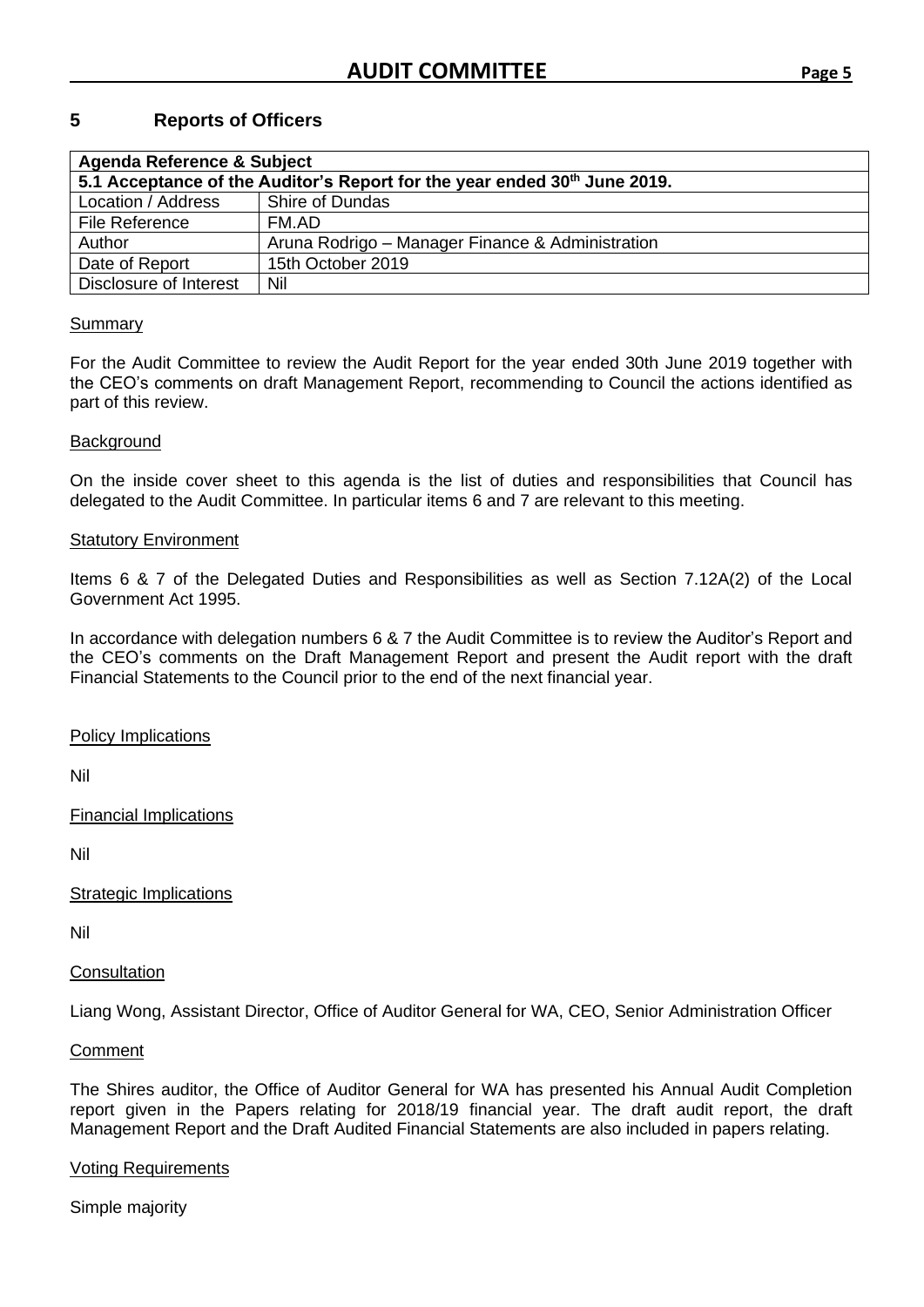## 5 Reports of Officers

| Agenda Reference & Subject | |
|---|---|
| **5.1 Acceptance of the Auditor's Report for the year ended 30th June 2019.** | |
| Location / Address | Shire of Dundas |
| File Reference | FM.AD |
| Author | Aruna Rodrigo – Manager Finance & Administration |
| Date of Report | 15th October 2019 |
| Disclosure of Interest | Nil |

Summary

For the Audit Committee to review the Audit Report for the year ended 30th June 2019 together with the CEO's comments on draft Management Report, recommending to Council the actions identified as part of this review.

Background

On the inside cover sheet to this agenda is the list of duties and responsibilities that Council has delegated to the Audit Committee. In particular items 6 and 7 are relevant to this meeting.

Statutory Environment

Items 6 & 7 of the Delegated Duties and Responsibilities as well as Section 7.12A(2) of the Local Government Act 1995.

In accordance with delegation numbers 6 & 7 the Audit Committee is to review the Auditor's Report and the CEO's comments on the Draft Management Report and present the Audit report with the draft Financial Statements to the Council prior to the end of the next financial year.

Policy Implications

Nil

Financial Implications

Nil

Strategic Implications

Nil

Consultation

Liang Wong, Assistant Director, Office of Auditor General for WA, CEO, Senior Administration Officer

Comment

The Shires auditor, the Office of Auditor General for WA has presented his Annual Audit Completion report given in the Papers relating for 2018/19 financial year. The draft audit report, the draft Management Report and the Draft Audited Financial Statements are also included in papers relating.

Voting Requirements

Simple majority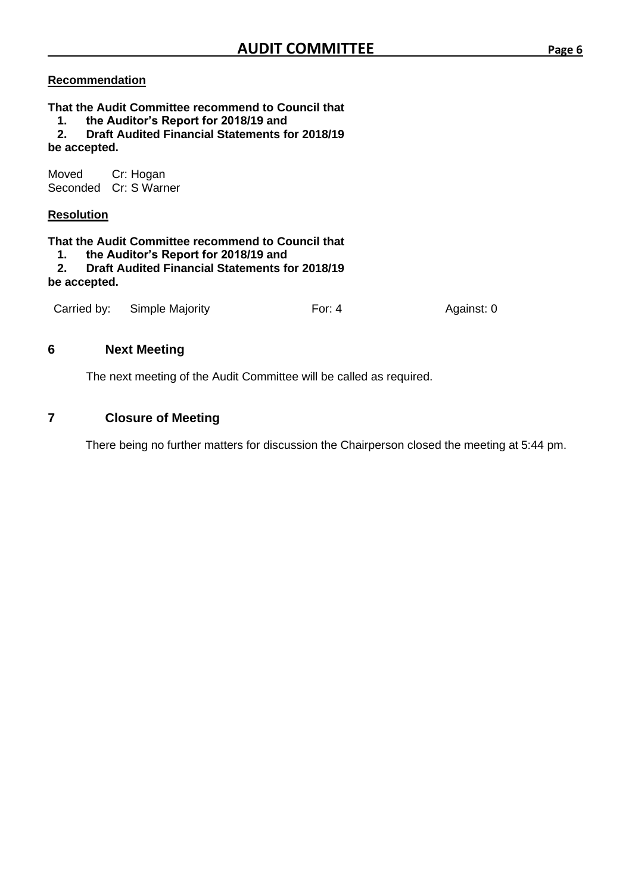**Recommendation**

**That the Audit Committee recommend to Council that**
1. **the Auditor's Report for 2018/19 and**
2. **Draft Audited Financial Statements for 2018/19**

**be accepted.**

Moved Cr: Hogan
Seconded Cr: S Warner

**Resolution**

**That the Audit Committee recommend to Council that**
1. **the Auditor's Report for 2018/19 and**
2. **Draft Audited Financial Statements for 2018/19**

**be accepted.**

| | | | |
|---|---|---|---|
| Carried by: | Simple Majority | For: 4 | Against: 0 |

## 6 Next Meeting

The next meeting of the Audit Committee will be called as required.

## 7 Closure of Meeting

There being no further matters for discussion the Chairperson closed the meeting at 5:44 pm.